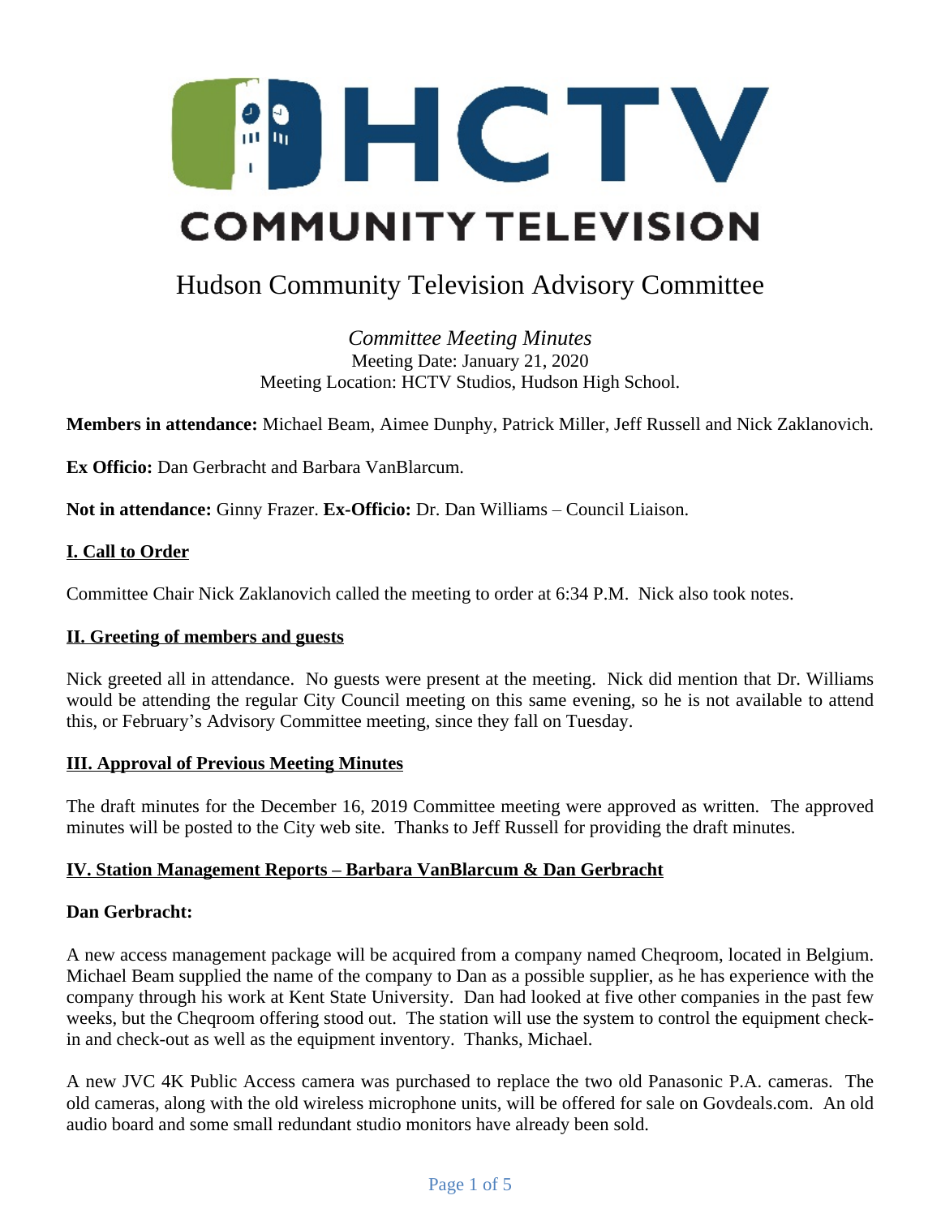HCTV COMMUNITY TELEVISION

# Hudson Community Television Advisory Committee

*Committee Meeting Minutes*
Meeting Date: January 21, 2020
Meeting Location: HCTV Studios, Hudson High School.

**Members in attendance:** Michael Beam, Aimee Dunphy, Patrick Miller, Jeff Russell and Nick Zaklanovich.

**Ex Officio:** Dan Gerbracht and Barbara VanBlarcum.

**Not in attendance:** Ginny Frazer. **Ex-Officio:** Dr. Dan Williams – Council Liaison.

## I. Call to Order

Committee Chair Nick Zaklanovich called the meeting to order at 6:34 P.M. Nick also took notes.

## II. Greeting of members and guests

Nick greeted all in attendance. No guests were present at the meeting. Nick did mention that Dr. Williams would be attending the regular City Council meeting on this same evening, so he is not available to attend this, or February's Advisory Committee meeting, since they fall on Tuesday.

## III. Approval of Previous Meeting Minutes

The draft minutes for the December 16, 2019 Committee meeting were approved as written. The approved minutes will be posted to the City web site. Thanks to Jeff Russell for providing the draft minutes.

## IV. Station Management Reports – Barbara VanBlarcum & Dan Gerbracht

**Dan Gerbracht:**

A new access management package will be acquired from a company named Cheqroom, located in Belgium. Michael Beam supplied the name of the company to Dan as a possible supplier, as he has experience with the company through his work at Kent State University. Dan had looked at five other companies in the past few weeks, but the Cheqroom offering stood out. The station will use the system to control the equipment check-in and check-out as well as the equipment inventory. Thanks, Michael.

A new JVC 4K Public Access camera was purchased to replace the two old Panasonic P.A. cameras. The old cameras, along with the old wireless microphone units, will be offered for sale on Govdeals.com. An old audio board and some small redundant studio monitors have already been sold.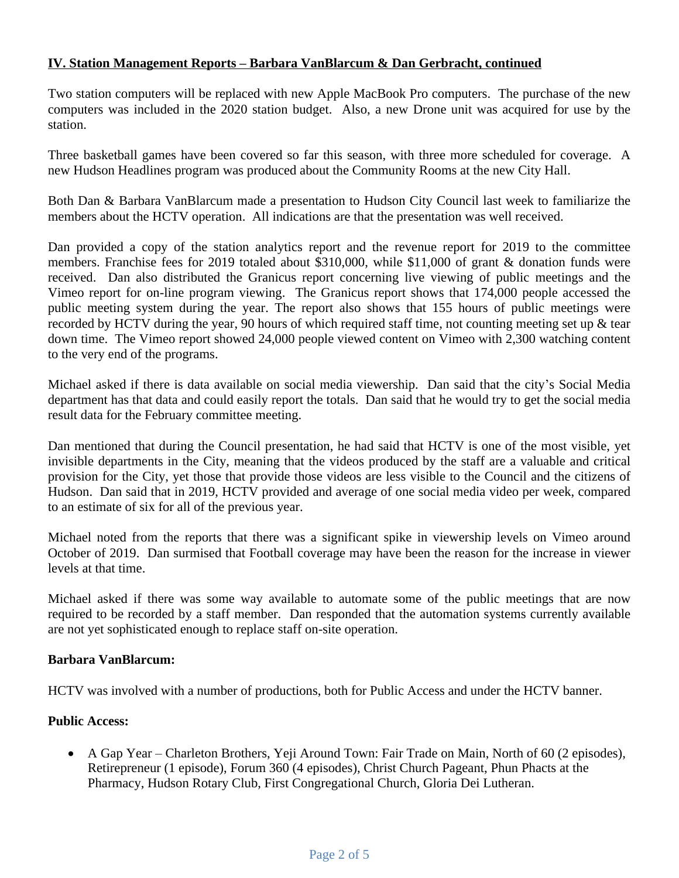**IV. Station Management Reports – Barbara VanBlarcum & Dan Gerbracht, continued**

Two station computers will be replaced with new Apple MacBook Pro computers. The purchase of the new computers was included in the 2020 station budget. Also, a new Drone unit was acquired for use by the station.

Three basketball games have been covered so far this season, with three more scheduled for coverage. A new Hudson Headlines program was produced about the Community Rooms at the new City Hall.

Both Dan & Barbara VanBlarcum made a presentation to Hudson City Council last week to familiarize the members about the HCTV operation. All indications are that the presentation was well received.

Dan provided a copy of the station analytics report and the revenue report for 2019 to the committee members. Franchise fees for 2019 totaled about $310,000, while $11,000 of grant & donation funds were received. Dan also distributed the Granicus report concerning live viewing of public meetings and the Vimeo report for on-line program viewing. The Granicus report shows that 174,000 people accessed the public meeting system during the year. The report also shows that 155 hours of public meetings were recorded by HCTV during the year, 90 hours of which required staff time, not counting meeting set up & tear down time. The Vimeo report showed 24,000 people viewed content on Vimeo with 2,300 watching content to the very end of the programs.

Michael asked if there is data available on social media viewership. Dan said that the city's Social Media department has that data and could easily report the totals. Dan said that he would try to get the social media result data for the February committee meeting.

Dan mentioned that during the Council presentation, he had said that HCTV is one of the most visible, yet invisible departments in the City, meaning that the videos produced by the staff are a valuable and critical provision for the City, yet those that provide those videos are less visible to the Council and the citizens of Hudson. Dan said that in 2019, HCTV provided and average of one social media video per week, compared to an estimate of six for all of the previous year.

Michael noted from the reports that there was a significant spike in viewership levels on Vimeo around October of 2019. Dan surmised that Football coverage may have been the reason for the increase in viewer levels at that time.

Michael asked if there was some way available to automate some of the public meetings that are now required to be recorded by a staff member. Dan responded that the automation systems currently available are not yet sophisticated enough to replace staff on-site operation.

**Barbara VanBlarcum:**

HCTV was involved with a number of productions, both for Public Access and under the HCTV banner.

**Public Access:**

- A Gap Year – Charleton Brothers, Yeji Around Town: Fair Trade on Main, North of 60 (2 episodes), Retirepreneur (1 episode), Forum 360 (4 episodes), Christ Church Pageant, Phun Phacts at the Pharmacy, Hudson Rotary Club, First Congregational Church, Gloria Dei Lutheran.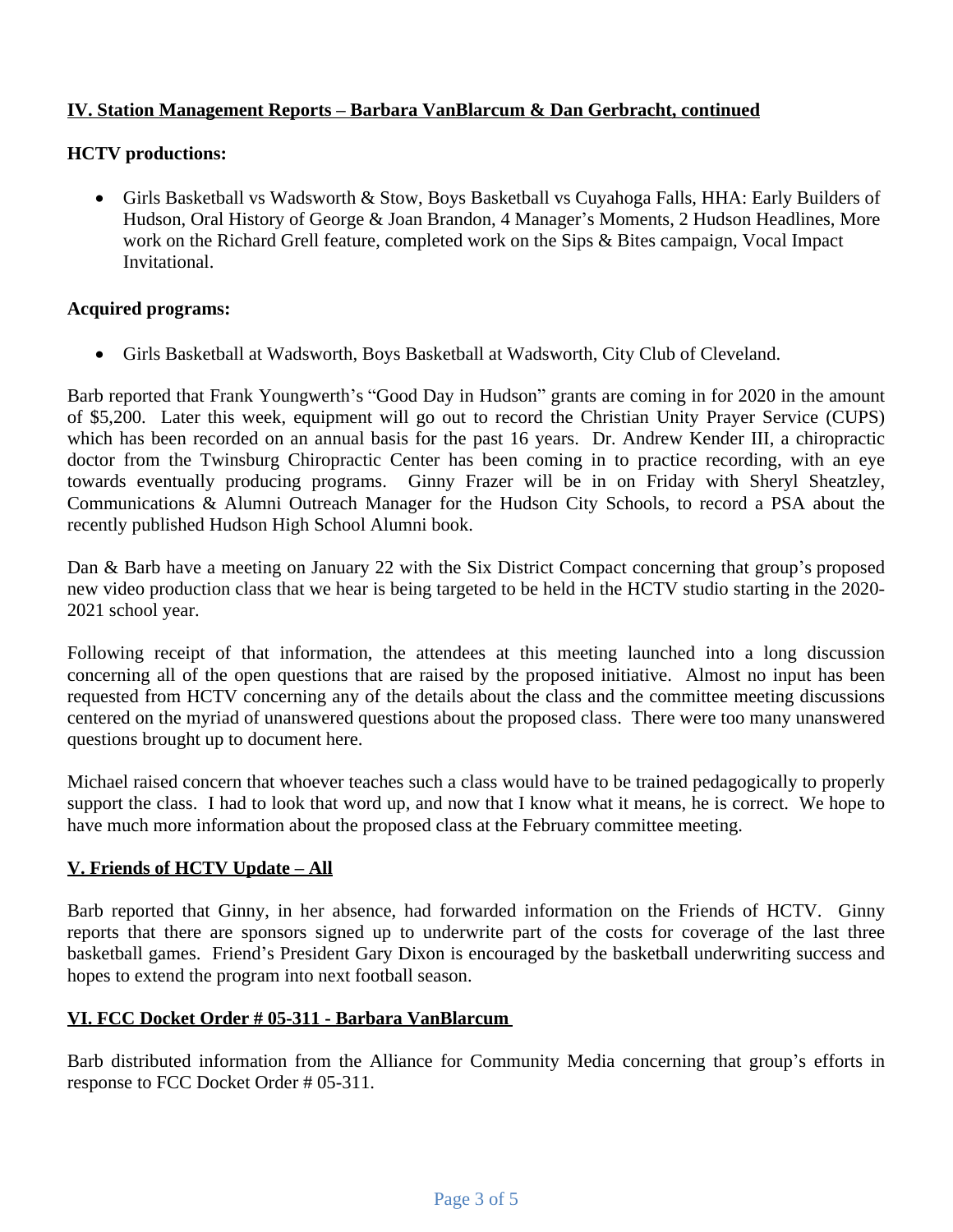## **IV. Station Management Reports – Barbara VanBlarcum & Dan Gerbracht, continued**

**HCTV productions:**

- Girls Basketball vs Wadsworth & Stow, Boys Basketball vs Cuyahoga Falls, HHA: Early Builders of Hudson, Oral History of George & Joan Brandon, 4 Manager's Moments, 2 Hudson Headlines, More work on the Richard Grell feature, completed work on the Sips & Bites campaign, Vocal Impact Invitational.

**Acquired programs:**

- Girls Basketball at Wadsworth, Boys Basketball at Wadsworth, City Club of Cleveland.

Barb reported that Frank Youngwerth's "Good Day in Hudson" grants are coming in for 2020 in the amount of $5,200. Later this week, equipment will go out to record the Christian Unity Prayer Service (CUPS) which has been recorded on an annual basis for the past 16 years. Dr. Andrew Kender III, a chiropractic doctor from the Twinsburg Chiropractic Center has been coming in to practice recording, with an eye towards eventually producing programs. Ginny Frazer will be in on Friday with Sheryl Sheatzley, Communications & Alumni Outreach Manager for the Hudson City Schools, to record a PSA about the recently published Hudson High School Alumni book.

Dan & Barb have a meeting on January 22 with the Six District Compact concerning that group's proposed new video production class that we hear is being targeted to be held in the HCTV studio starting in the 2020-2021 school year.

Following receipt of that information, the attendees at this meeting launched into a long discussion concerning all of the open questions that are raised by the proposed initiative. Almost no input has been requested from HCTV concerning any of the details about the class and the committee meeting discussions centered on the myriad of unanswered questions about the proposed class. There were too many unanswered questions brought up to document here.

Michael raised concern that whoever teaches such a class would have to be trained pedagogically to properly support the class. I had to look that word up, and now that I know what it means, he is correct. We hope to have much more information about the proposed class at the February committee meeting.

## **V. Friends of HCTV Update – All**

Barb reported that Ginny, in her absence, had forwarded information on the Friends of HCTV. Ginny reports that there are sponsors signed up to underwrite part of the costs for coverage of the last three basketball games. Friend's President Gary Dixon is encouraged by the basketball underwriting success and hopes to extend the program into next football season.

## **VI. FCC Docket Order # 05-311 - Barbara VanBlarcum**

Barb distributed information from the Alliance for Community Media concerning that group's efforts in response to FCC Docket Order # 05-311.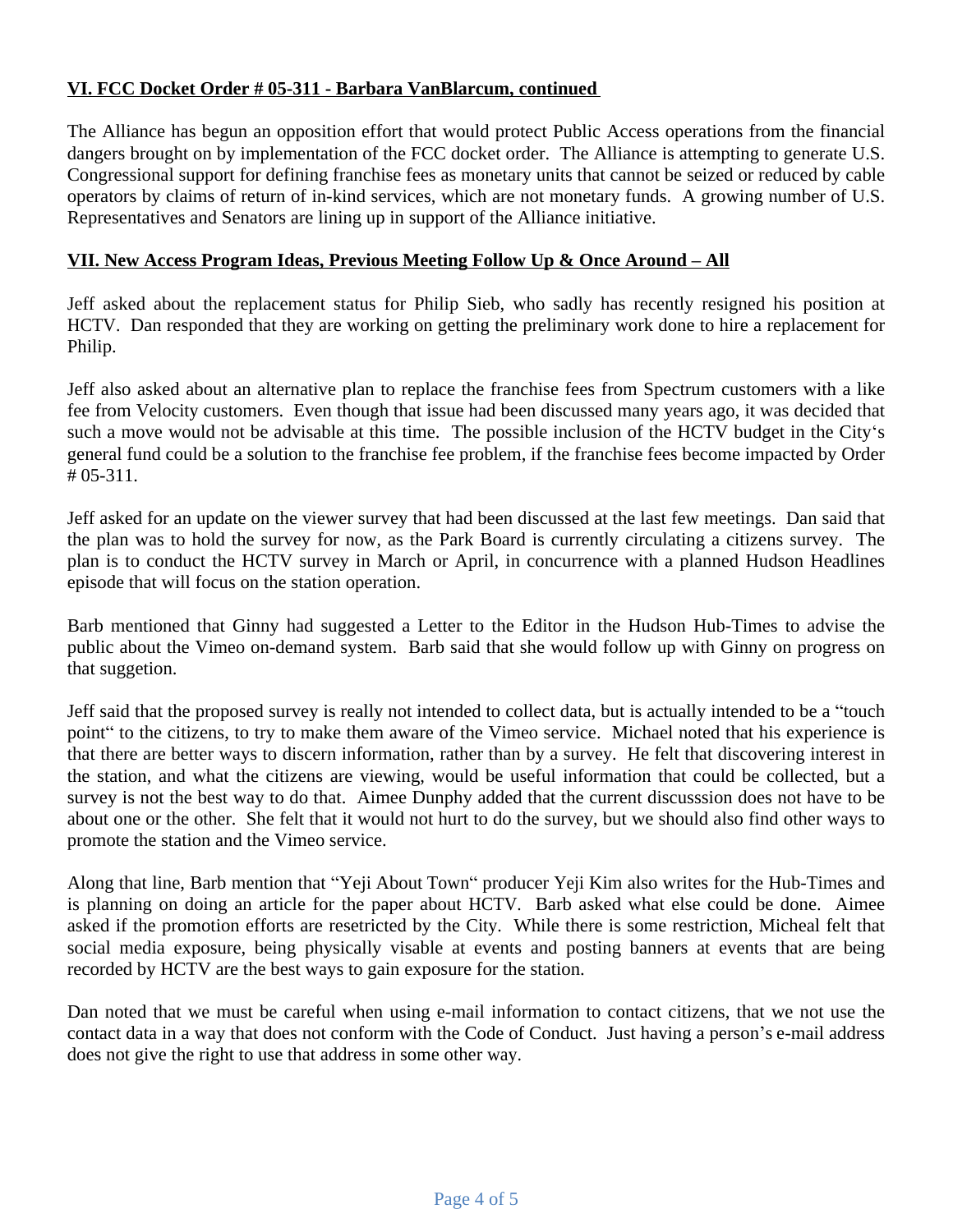**VI. FCC Docket Order # 05-311 - Barbara VanBlarcum, continued**

The Alliance has begun an opposition effort that would protect Public Access operations from the financial dangers brought on by implementation of the FCC docket order. The Alliance is attempting to generate U.S. Congressional support for defining franchise fees as monetary units that cannot be seized or reduced by cable operators by claims of return of in-kind services, which are not monetary funds. A growing number of U.S. Representatives and Senators are lining up in support of the Alliance initiative.

**VII. New Access Program Ideas, Previous Meeting Follow Up & Once Around – All**

Jeff asked about the replacement status for Philip Sieb, who sadly has recently resigned his position at HCTV. Dan responded that they are working on getting the preliminary work done to hire a replacement for Philip.

Jeff also asked about an alternative plan to replace the franchise fees from Spectrum customers with a like fee from Velocity customers. Even though that issue had been discussed many years ago, it was decided that such a move would not be advisable at this time. The possible inclusion of the HCTV budget in the City's general fund could be a solution to the franchise fee problem, if the franchise fees become impacted by Order # 05-311.

Jeff asked for an update on the viewer survey that had been discussed at the last few meetings. Dan said that the plan was to hold the survey for now, as the Park Board is currently circulating a citizens survey. The plan is to conduct the HCTV survey in March or April, in concurrence with a planned Hudson Headlines episode that will focus on the station operation.

Barb mentioned that Ginny had suggested a Letter to the Editor in the Hudson Hub-Times to advise the public about the Vimeo on-demand system. Barb said that she would follow up with Ginny on progress on that suggetion.

Jeff said that the proposed survey is really not intended to collect data, but is actually intended to be a "touch point" to the citizens, to try to make them aware of the Vimeo service. Michael noted that his experience is that there are better ways to discern information, rather than by a survey. He felt that discovering interest in the station, and what the citizens are viewing, would be useful information that could be collected, but a survey is not the best way to do that. Aimee Dunphy added that the current discusssion does not have to be about one or the other. She felt that it would not hurt to do the survey, but we should also find other ways to promote the station and the Vimeo service.

Along that line, Barb mention that "Yeji About Town" producer Yeji Kim also writes for the Hub-Times and is planning on doing an article for the paper about HCTV. Barb asked what else could be done. Aimee asked if the promotion efforts are resetricted by the City. While there is some restriction, Micheal felt that social media exposure, being physically visable at events and posting banners at events that are being recorded by HCTV are the best ways to gain exposure for the station.

Dan noted that we must be careful when using e-mail information to contact citizens, that we not use the contact data in a way that does not conform with the Code of Conduct. Just having a person's e-mail address does not give the right to use that address in some other way.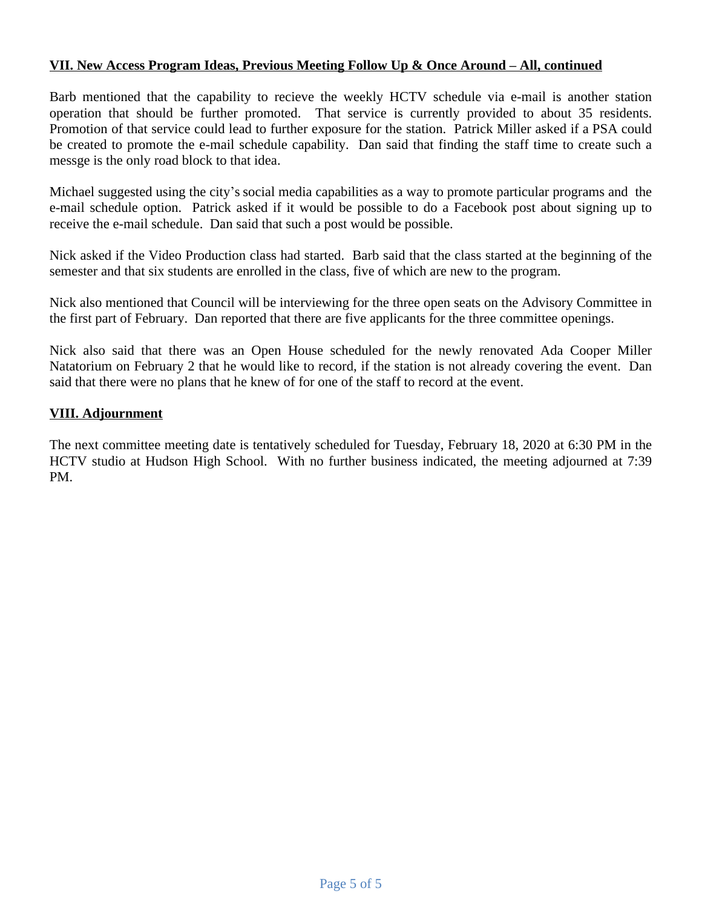**VII. New Access Program Ideas, Previous Meeting Follow Up & Once Around – All, continued**

Barb mentioned that the capability to recieve the weekly HCTV schedule via e-mail is another station operation that should be further promoted. That service is currently provided to about 35 residents. Promotion of that service could lead to further exposure for the station. Patrick Miller asked if a PSA could be created to promote the e-mail schedule capability. Dan said that finding the staff time to create such a messge is the only road block to that idea.

Michael suggested using the city's social media capabilities as a way to promote particular programs and the e-mail schedule option. Patrick asked if it would be possible to do a Facebook post about signing up to receive the e-mail schedule. Dan said that such a post would be possible.

Nick asked if the Video Production class had started. Barb said that the class started at the beginning of the semester and that six students are enrolled in the class, five of which are new to the program.

Nick also mentioned that Council will be interviewing for the three open seats on the Advisory Committee in the first part of February. Dan reported that there are five applicants for the three committee openings.

Nick also said that there was an Open House scheduled for the newly renovated Ada Cooper Miller Natatorium on February 2 that he would like to record, if the station is not already covering the event. Dan said that there were no plans that he knew of for one of the staff to record at the event.

**VIII. Adjournment**

The next committee meeting date is tentatively scheduled for Tuesday, February 18, 2020 at 6:30 PM in the HCTV studio at Hudson High School. With no further business indicated, the meeting adjourned at 7:39 PM.